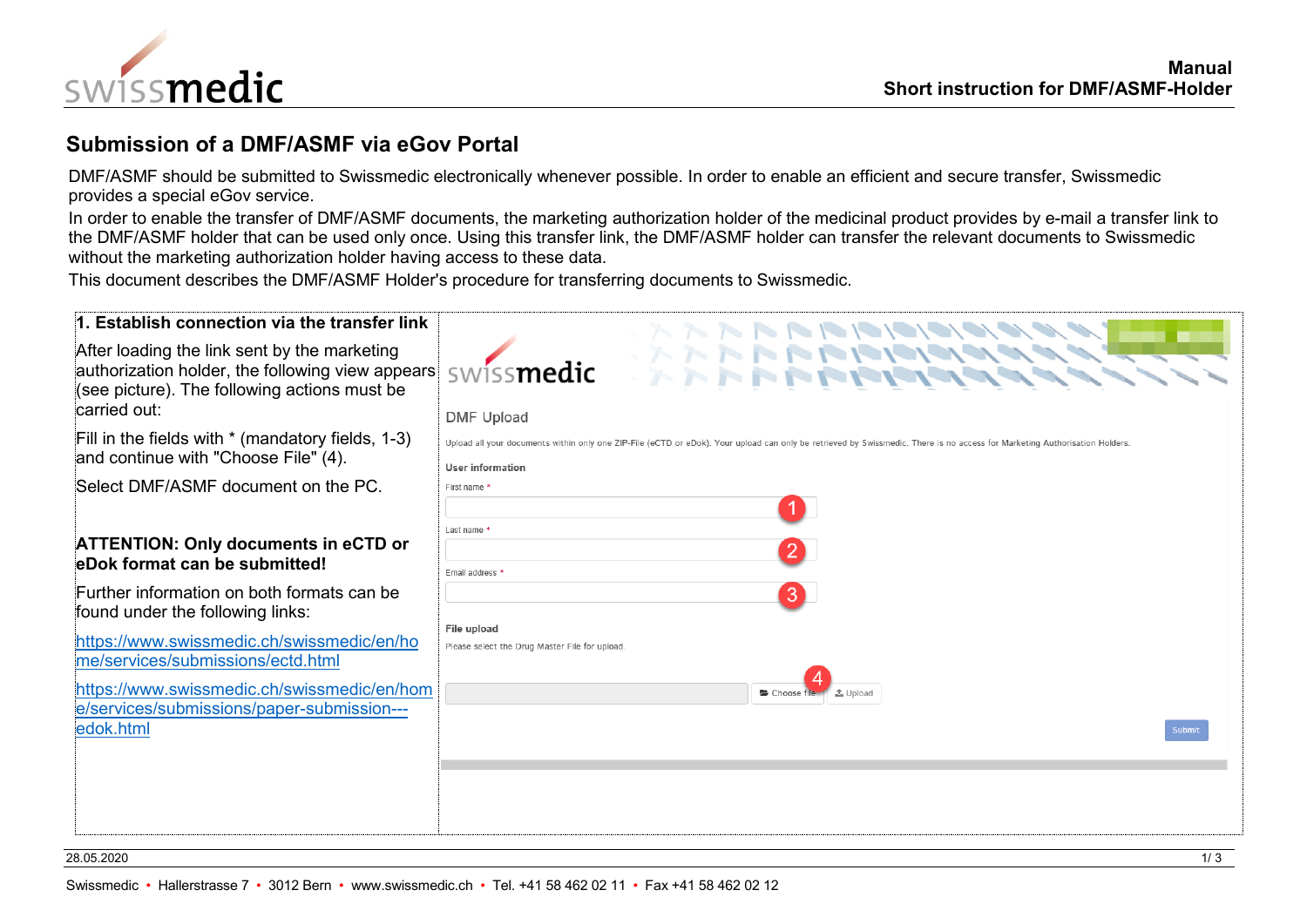# Submission of a DMF/ASMF via eGov Portal

DMF/ASMF should be submitted to Swissmedic electronically whenever possible. In order to enable an efficient and secure transfer, Swissmedic provides a special eGov service.

In order to enable the transfer of DMF/ASMF documents, the marketing authorization holder of the medicinal product provides by e-mail a transfer link to the DMF/ASMF holder that can be used only once. Using this transfer link, the DMF/ASMF holder can transfer the relevant documents to Swissmedic without the marketing authorization holder having access to these data.

This document describes the DMF/ASMF Holder's procedure for transferring documents to Swissmedic.

## 1. Establish connection via the transfer link

After loading the link sent by the marketing authorization holder, the following view appears (see picture). The following actions must be carried out:

Fill in the fields with * (mandatory fields, 1-3) and continue with "Choose File" (4).

Select DMF/ASMF document on the PC.

**ATTENTION: Only documents in eCTD or eDok format can be submitted!**

Further information on both formats can be found under the following links:

https://www.swissmedic.ch/swissmedic/en/home/services/submissions/ectd.html

https://www.swissmedic.ch/swissmedic/en/home/services/submissions/paper-submission---edok.html

DMF Upload

Upload all your documents within only one ZIP-File (eCTD or eDok). Your upload can only be retrieved by Swissmedic. There is no access for Marketing Authorisation Holders.

User information

First name * (1)

Last name * (2)

Email address * (3)

File upload

Please select the Drug Master File for upload.

Choose file (4) | Upload

Submit

28.05.2020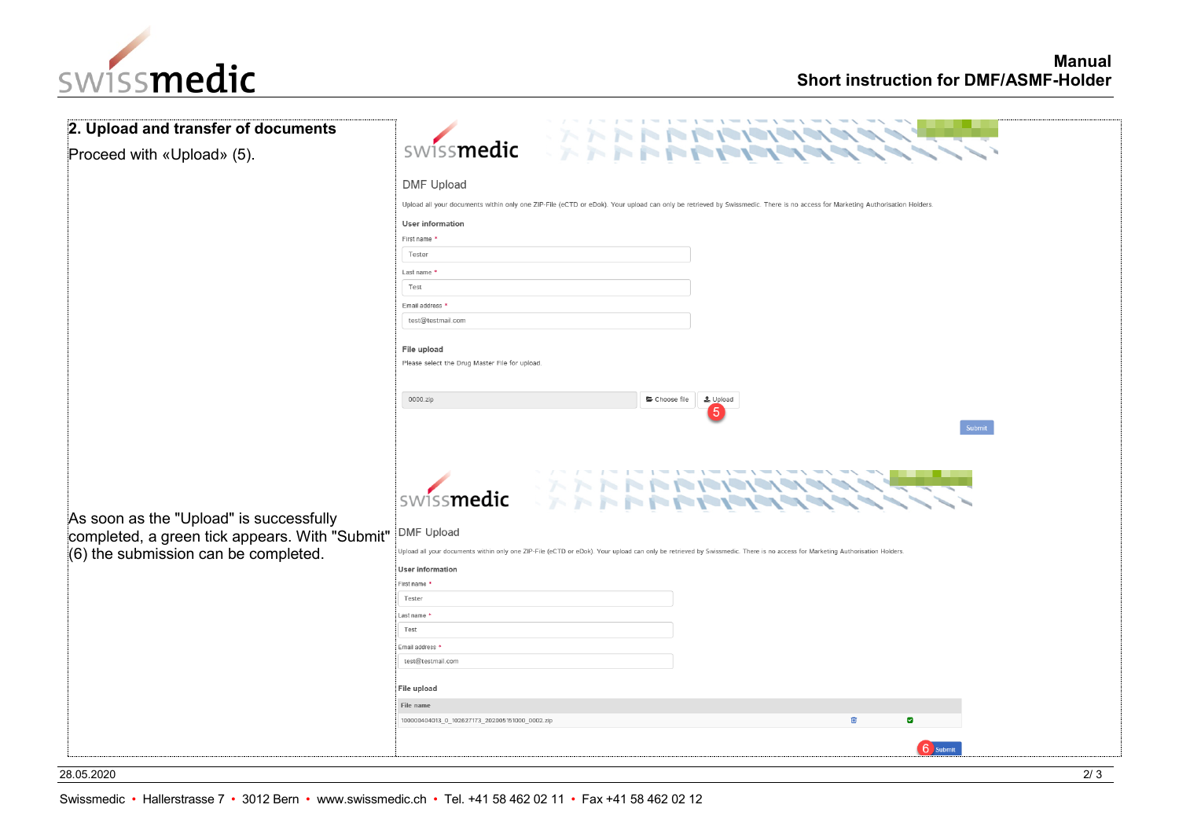## 2. Upload and transfer of documents

Proceed with «Upload» (5).

**DMF Upload**

Upload all your documents within only one ZIP-File (eCTD or eDok). Your upload can only be retrieved by Swissmedic. There is no access for Marketing Authorisation Holders.

**User information**

First name *

Tester

Last name *

Test

Email address *

test@testmail.com

**File upload**

Please select the Drug Master File for upload.

0000.zip | Choose file | Upload (5)

Submit

As soon as the "Upload" is successfully completed, a green tick appears. With "Submit" (6) the submission can be completed.

**DMF Upload**

Upload all your documents within only one ZIP-File (eCTD or eDok). Your upload can only be retrieved by Swissmedic. There is no access for Marketing Authorisation Holders.

**User information**

First name *

Tester

Last name *

Test

Email address *

test@testmail.com

**File upload**

| File name |
| --- |
| 100000404013_0_102627173_202005151000_0002.zip |

(6) Submit

28.05.2020

Swissmedic • Hallerstrasse 7 • 3012 Bern • www.swissmedic.ch • Tel. +41 58 462 02 11 • Fax +41 58 462 02 12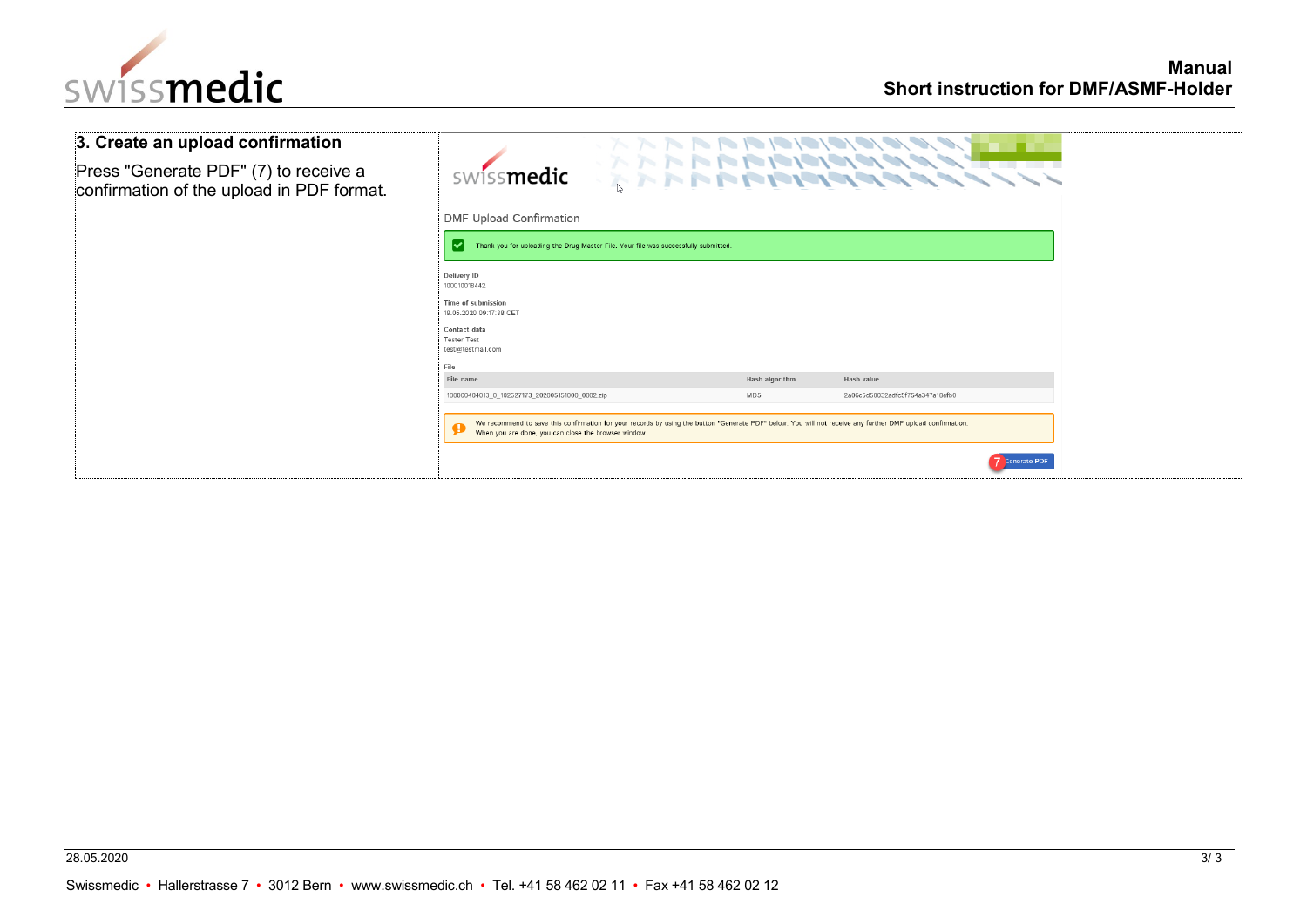### 3. Create an upload confirmation

Press "Generate PDF" (7) to receive a confirmation of the upload in PDF format.

DMF Upload Confirmation

Thank you for uploading the Drug Master File. Your file was successfully submitted.

**Delivery ID**
100010018442

**Time of submission**
19.05.2020 09:17:38 CET

**Contact data**
Tester Test
test@testmail.com

**File**

| File name | Hash algorithm | Hash value |
| --- | --- | --- |
| 100000404013_0_102627173_202005151000_0002.zip | MD5 | 2a06c6d50032adfc5f754a347a18efb0 |

We recommend to save this confirmation for your records by using the button "Generate PDF" below. You will not receive any further DMF upload confirmation.
When you are done, you can close the browser window.

7 Generate PDF